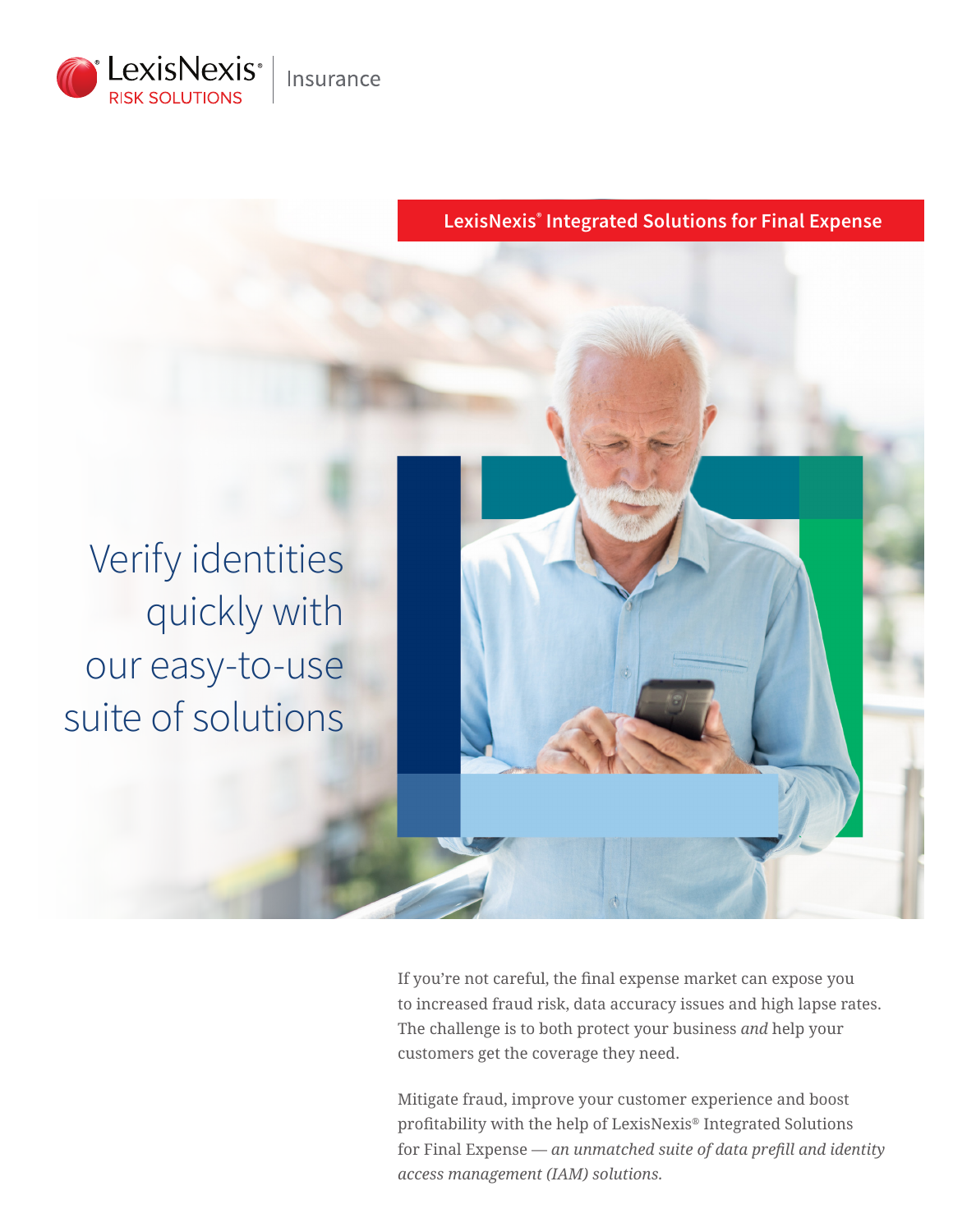LexisNexis® RISK SOLUTIONS | Insurance

**LexisNexis® Integrated Solutions for Final Expense**

# Verify identities quickly with our easy-to-use suite of solutions

If you're not careful, the final expense market can expose you to increased fraud risk, data accuracy issues and high lapse rates. The challenge is to both protect your business *and* help your customers get the coverage they need.

Mitigate fraud, improve your customer experience and boost profitability with the help of LexisNexis® Integrated Solutions for Final Expense — *an unmatched suite of data prefill and identity access management (IAM) solutions.*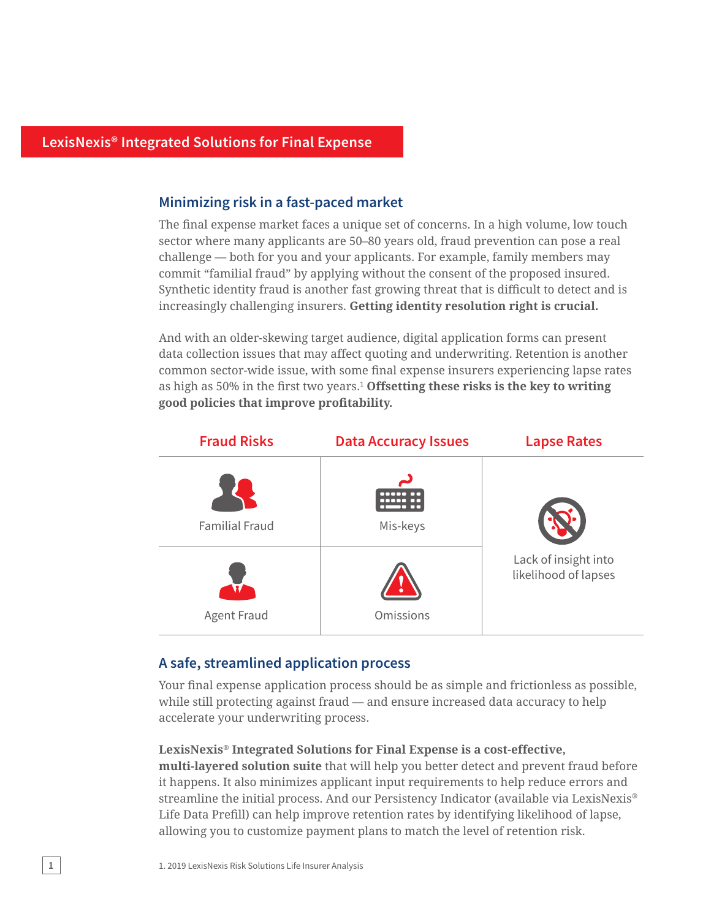## LexisNexis® Integrated Solutions for Final Expense

### Minimizing risk in a fast-paced market

The final expense market faces a unique set of concerns. In a high volume, low touch sector where many applicants are 50–80 years old, fraud prevention can pose a real challenge — both for you and your applicants. For example, family members may commit "familial fraud" by applying without the consent of the proposed insured. Synthetic identity fraud is another fast growing threat that is difficult to detect and is increasingly challenging insurers. **Getting identity resolution right is crucial.**

And with an older-skewing target audience, digital application forms can present data collection issues that may affect quoting and underwriting. Retention is another common sector-wide issue, with some final expense insurers experiencing lapse rates as high as 50% in the first two years.[1] **Offsetting these risks is the key to writing good policies that improve profitability.**

| Fraud Risks | Data Accuracy Issues | Lapse Rates |
|---|---|---|
| Familial Fraud | Mis-keys | Lack of insight into likelihood of lapses |
| Agent Fraud | Omissions | |

### A safe, streamlined application process

Your final expense application process should be as simple and frictionless as possible, while still protecting against fraud — and ensure increased data accuracy to help accelerate your underwriting process.

**LexisNexis® Integrated Solutions for Final Expense is a cost-effective, multi-layered solution suite** that will help you better detect and prevent fraud before it happens. It also minimizes applicant input requirements to help reduce errors and streamline the initial process. And our Persistency Indicator (available via LexisNexis® Life Data Prefill) can help improve retention rates by identifying likelihood of lapse, allowing you to customize payment plans to match the level of retention risk.

1. 2019 LexisNexis Risk Solutions Life Insurer Analysis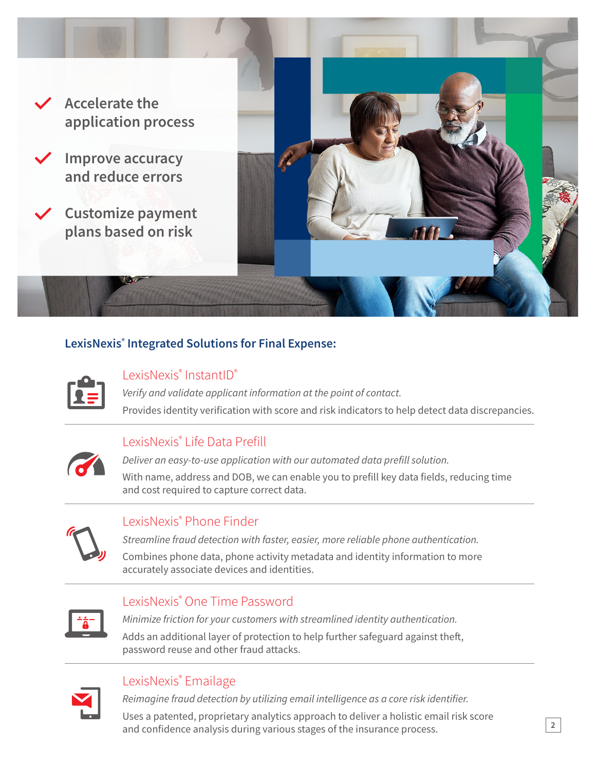- Accelerate the application process
- Improve accuracy and reduce errors
- Customize payment plans based on risk

## LexisNexis® Integrated Solutions for Final Expense:

### LexisNexis® InstantID®

*Verify and validate applicant information at the point of contact.*

Provides identity verification with score and risk indicators to help detect data discrepancies.

### LexisNexis® Life Data Prefill

*Deliver an easy-to-use application with our automated data prefill solution.*

With name, address and DOB, we can enable you to prefill key data fields, reducing time and cost required to capture correct data.

### LexisNexis® Phone Finder

*Streamline fraud detection with faster, easier, more reliable phone authentication.*

Combines phone data, phone activity metadata and identity information to more accurately associate devices and identities.

### LexisNexis® One Time Password

*Minimize friction for your customers with streamlined identity authentication.*

Adds an additional layer of protection to help further safeguard against theft, password reuse and other fraud attacks.

### LexisNexis® Emailage

*Reimagine fraud detection by utilizing email intelligence as a core risk identifier.*

Uses a patented, proprietary analytics approach to deliver a holistic email risk score and confidence analysis during various stages of the insurance process.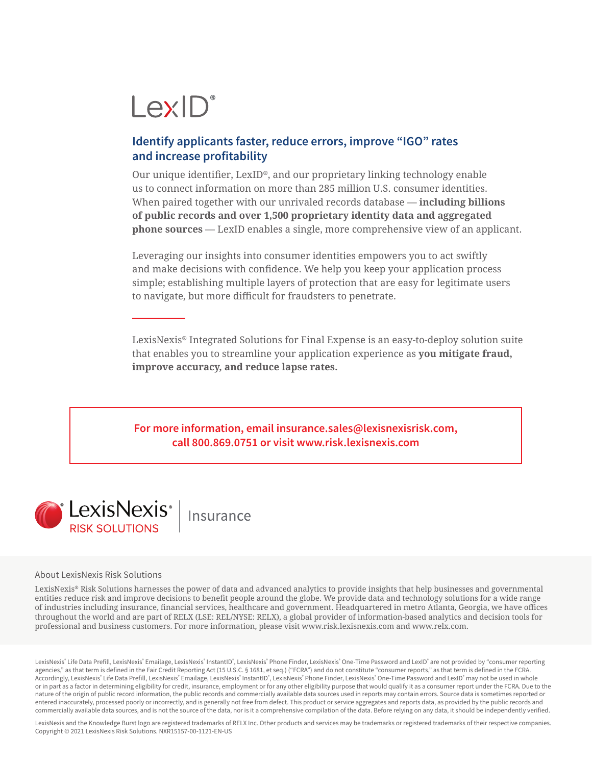# LexID®

## Identify applicants faster, reduce errors, improve "IGO" rates and increase profitability

Our unique identifier, LexID®, and our proprietary linking technology enable us to connect information on more than 285 million U.S. consumer identities. When paired together with our unrivaled records database — **including billions of public records and over 1,500 proprietary identity data and aggregated phone sources** — LexID enables a single, more comprehensive view of an applicant.

Leveraging our insights into consumer identities empowers you to act swiftly and make decisions with confidence. We help you keep your application process simple; establishing multiple layers of protection that are easy for legitimate users to navigate, but more difficult for fraudsters to penetrate.

LexisNexis® Integrated Solutions for Final Expense is an easy-to-deploy solution suite that enables you to streamline your application experience as **you mitigate fraud, improve accuracy, and reduce lapse rates.**

**For more information, email insurance.sales@lexisnexisrisk.com, call 800.869.0751 or visit www.risk.lexisnexis.com**

LexisNexis® RISK SOLUTIONS | Insurance

About LexisNexis Risk Solutions

LexisNexis® Risk Solutions harnesses the power of data and advanced analytics to provide insights that help businesses and governmental entities reduce risk and improve decisions to benefit people around the globe. We provide data and technology solutions for a wide range of industries including insurance, financial services, healthcare and government. Headquartered in metro Atlanta, Georgia, we have offices throughout the world and are part of RELX (LSE: REL/NYSE: RELX), a global provider of information-based analytics and decision tools for professional and business customers. For more information, please visit www.risk.lexisnexis.com and www.relx.com.

LexisNexis® Life Data Prefill, LexisNexis® Emailage, LexisNexis® InstantID®, LexisNexis® Phone Finder, LexisNexis® One-Time Password and LexID® are not provided by "consumer reporting agencies," as that term is defined in the Fair Credit Reporting Act (15 U.S.C. § 1681, et seq.) ("FCRA") and do not constitute "consumer reports," as that term is defined in the FCRA. Accordingly, LexisNexis® Life Data Prefill, LexisNexis® Emailage, LexisNexis® InstantID®, LexisNexis® Phone Finder, LexisNexis® One-Time Password and LexID® may not be used in whole or in part as a factor in determining eligibility for credit, insurance, employment or for any other eligibility purpose that would qualify it as a consumer report under the FCRA. Due to the nature of the origin of public record information, the public records and commercially available data sources used in reports may contain errors. Source data is sometimes reported or entered inaccurately, processed poorly or incorrectly, and is generally not free from defect. This product or service aggregates and reports data, as provided by the public records and commercially available data sources, and is not the source of the data, nor is it a comprehensive compilation of the data. Before relying on any data, it should be independently verified.

LexisNexis and the Knowledge Burst logo are registered trademarks of RELX Inc. Other products and services may be trademarks or registered trademarks of their respective companies. Copyright © 2021 LexisNexis Risk Solutions. NXR15157-00-1121-EN-US